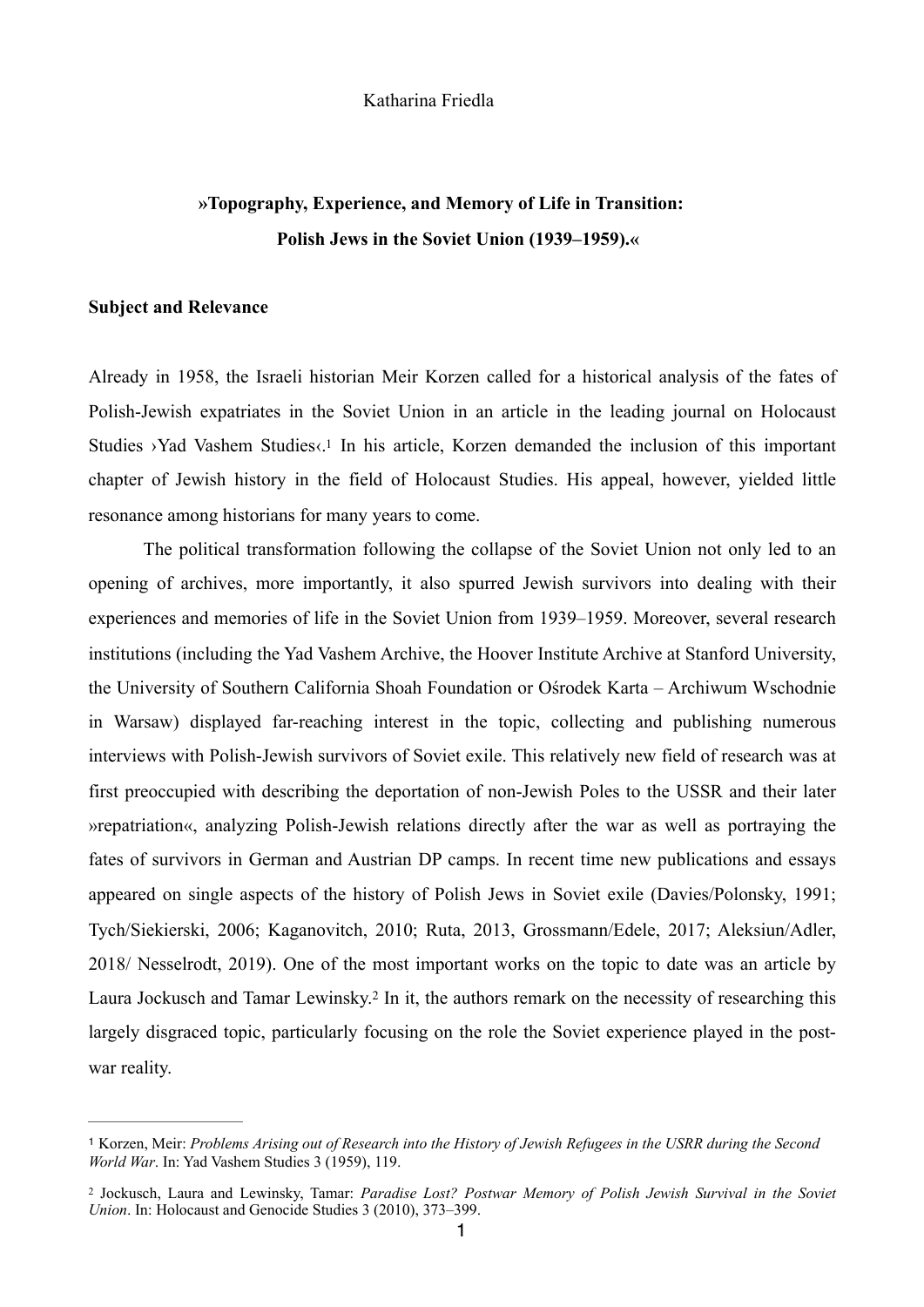Katharina Friedla

**»Topography, Experience, and Memory of Life in Transition: Polish Jews in the Soviet Union (1939–1959).«**

## Subject and Relevance

Already in 1958, the Israeli historian Meir Korzen called for a historical analysis of the fates of Polish-Jewish expatriates in the Soviet Union in an article in the leading journal on Holocaust Studies ›Yad Vashem Studies‹.[1] In his article, Korzen demanded the inclusion of this important chapter of Jewish history in the field of Holocaust Studies. His appeal, however, yielded little resonance among historians for many years to come.

The political transformation following the collapse of the Soviet Union not only led to an opening of archives, more importantly, it also spurred Jewish survivors into dealing with their experiences and memories of life in the Soviet Union from 1939–1959. Moreover, several research institutions (including the Yad Vashem Archive, the Hoover Institute Archive at Stanford University, the University of Southern California Shoah Foundation or Ośrodek Karta – Archiwum Wschodnie in Warsaw) displayed far-reaching interest in the topic, collecting and publishing numerous interviews with Polish-Jewish survivors of Soviet exile. This relatively new field of research was at first preoccupied with describing the deportation of non-Jewish Poles to the USSR and their later »repatriation«, analyzing Polish-Jewish relations directly after the war as well as portraying the fates of survivors in German and Austrian DP camps. In recent time new publications and essays appeared on single aspects of the history of Polish Jews in Soviet exile (Davies/Polonsky, 1991; Tych/Siekierski, 2006; Kaganovitch, 2010; Ruta, 2013, Grossmann/Edele, 2017; Aleksiun/Adler, 2018/ Nesselrodt, 2019). One of the most important works on the topic to date was an article by Laura Jockusch and Tamar Lewinsky.[2] In it, the authors remark on the necessity of researching this largely disgraced topic, particularly focusing on the role the Soviet experience played in the post-war reality.

---

[1] Korzen, Meir: *Problems Arising out of Research into the History of Jewish Refugees in the USRR during the Second World War*. In: Yad Vashem Studies 3 (1959), 119.

[2] Jockusch, Laura and Lewinsky, Tamar: *Paradise Lost? Postwar Memory of Polish Jewish Survival in the Soviet Union*. In: Holocaust and Genocide Studies 3 (2010), 373–399.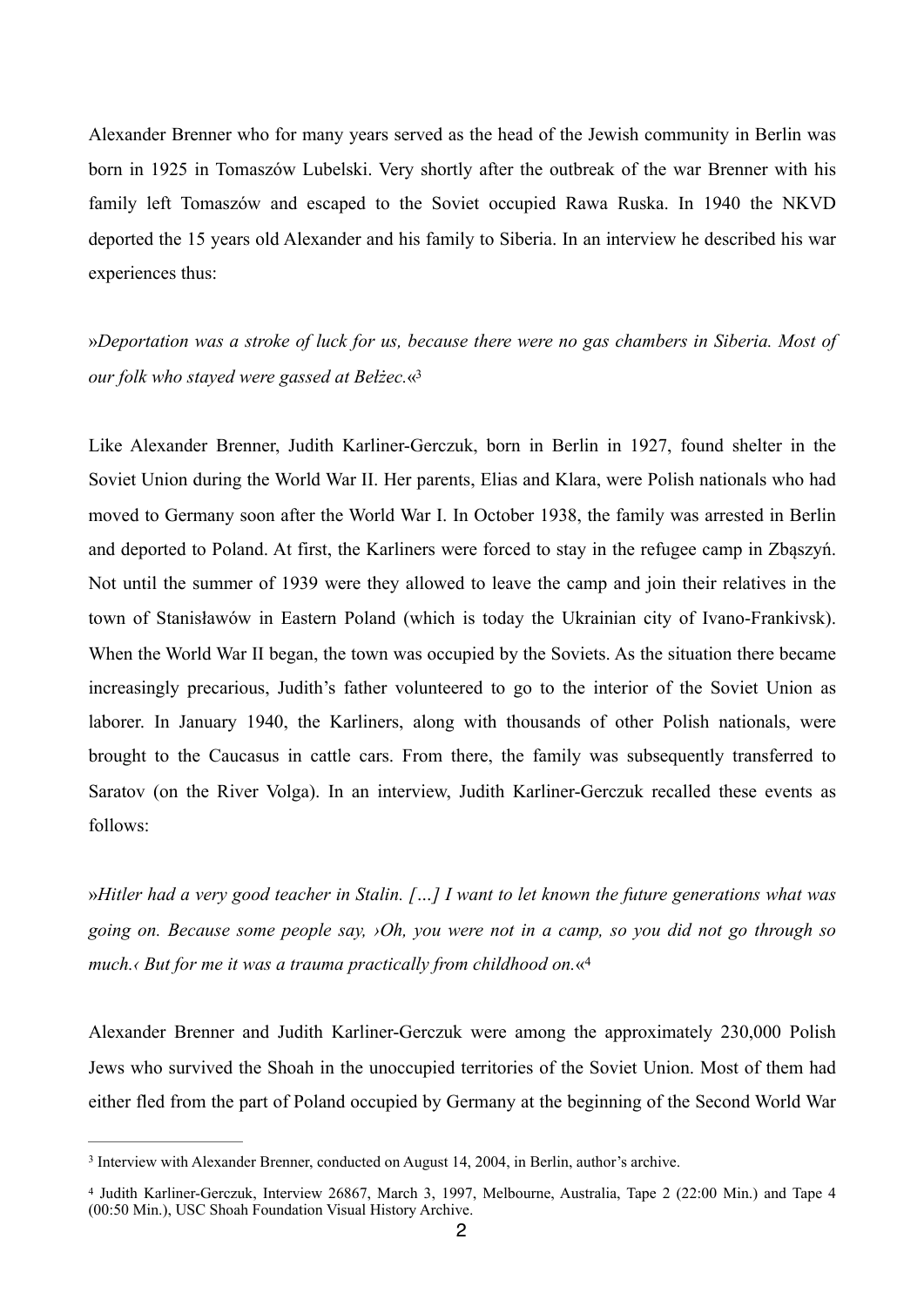Alexander Brenner who for many years served as the head of the Jewish community in Berlin was born in 1925 in Tomaszów Lubelski. Very shortly after the outbreak of the war Brenner with his family left Tomaszów and escaped to the Soviet occupied Rawa Ruska. In 1940 the NKVD deported the 15 years old Alexander and his family to Siberia. In an interview he described his war experiences thus:

»*Deportation was a stroke of luck for us, because there were no gas chambers in Siberia. Most of our folk who stayed were gassed at Bełżec.*«[3]

Like Alexander Brenner, Judith Karliner-Gerczuk, born in Berlin in 1927, found shelter in the Soviet Union during the World War II. Her parents, Elias and Klara, were Polish nationals who had moved to Germany soon after the World War I. In October 1938, the family was arrested in Berlin and deported to Poland. At first, the Karliners were forced to stay in the refugee camp in Zbąszyń. Not until the summer of 1939 were they allowed to leave the camp and join their relatives in the town of Stanisławów in Eastern Poland (which is today the Ukrainian city of Ivano-Frankivsk). When the World War II began, the town was occupied by the Soviets. As the situation there became increasingly precarious, Judith's father volunteered to go to the interior of the Soviet Union as laborer. In January 1940, the Karliners, along with thousands of other Polish nationals, were brought to the Caucasus in cattle cars. From there, the family was subsequently transferred to Saratov (on the River Volga). In an interview, Judith Karliner-Gerczuk recalled these events as follows:

»*Hitler had a very good teacher in Stalin. […] I want to let known the future generations what was going on. Because some people say, ›Oh, you were not in a camp, so you did not go through so much.‹ But for me it was a trauma practically from childhood on.*«[4]

Alexander Brenner and Judith Karliner-Gerczuk were among the approximately 230,000 Polish Jews who survived the Shoah in the unoccupied territories of the Soviet Union. Most of them had either fled from the part of Poland occupied by Germany at the beginning of the Second World War

---

[3] Interview with Alexander Brenner, conducted on August 14, 2004, in Berlin, author's archive.

[4] Judith Karliner-Gerczuk, Interview 26867, March 3, 1997, Melbourne, Australia, Tape 2 (22:00 Min.) and Tape 4 (00:50 Min.), USC Shoah Foundation Visual History Archive.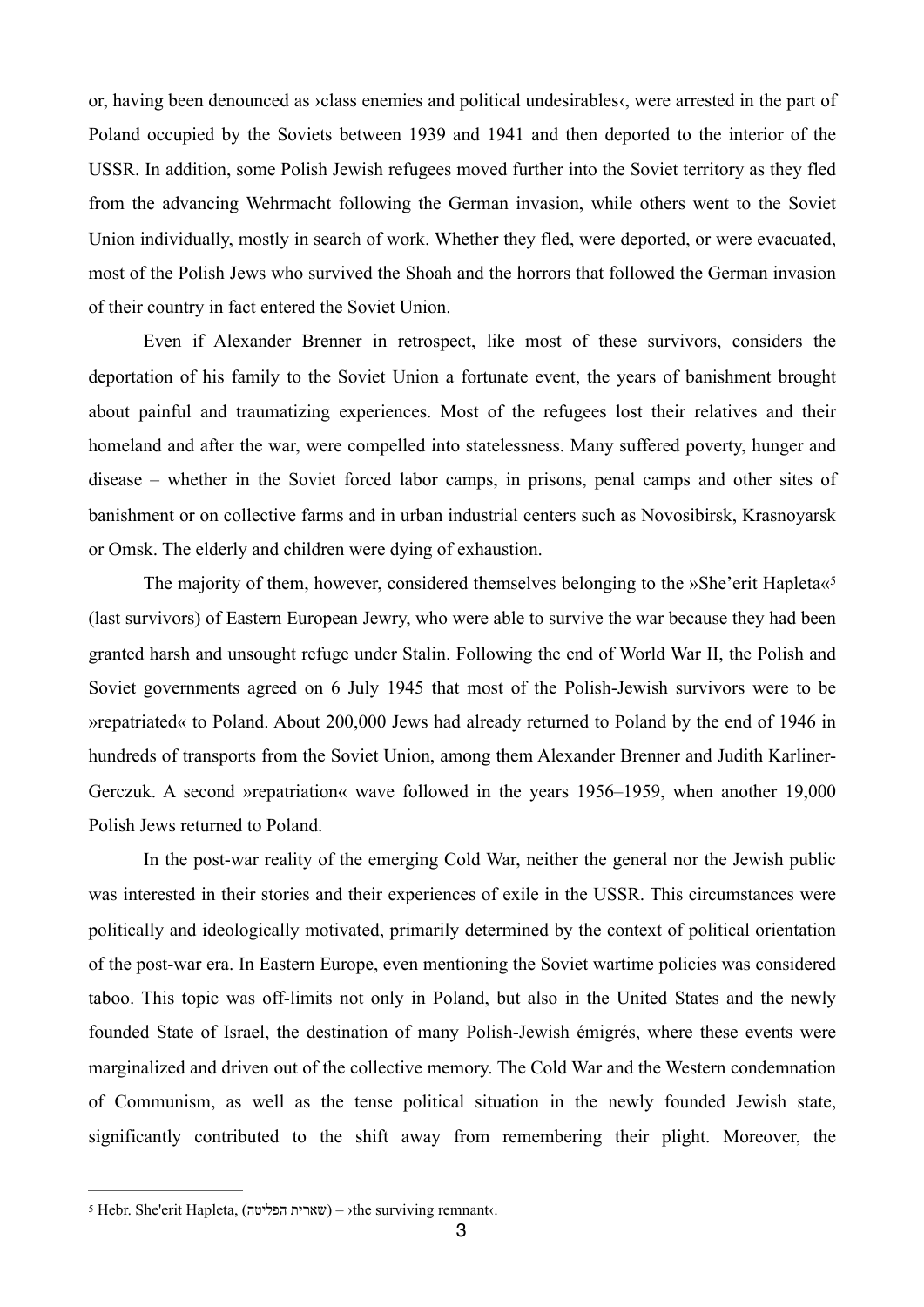or, having been denounced as ›class enemies and political undesirables‹, were arrested in the part of Poland occupied by the Soviets between 1939 and 1941 and then deported to the interior of the USSR. In addition, some Polish Jewish refugees moved further into the Soviet territory as they fled from the advancing Wehrmacht following the German invasion, while others went to the Soviet Union individually, mostly in search of work. Whether they fled, were deported, or were evacuated, most of the Polish Jews who survived the Shoah and the horrors that followed the German invasion of their country in fact entered the Soviet Union.

Even if Alexander Brenner in retrospect, like most of these survivors, considers the deportation of his family to the Soviet Union a fortunate event, the years of banishment brought about painful and traumatizing experiences. Most of the refugees lost their relatives and their homeland and after the war, were compelled into statelessness. Many suffered poverty, hunger and disease – whether in the Soviet forced labor camps, in prisons, penal camps and other sites of banishment or on collective farms and in urban industrial centers such as Novosibirsk, Krasnoyarsk or Omsk. The elderly and children were dying of exhaustion.

The majority of them, however, considered themselves belonging to the »She'erit Hapleta«[5] (last survivors) of Eastern European Jewry, who were able to survive the war because they had been granted harsh and unsought refuge under Stalin. Following the end of World War II, the Polish and Soviet governments agreed on 6 July 1945 that most of the Polish-Jewish survivors were to be »repatriated« to Poland. About 200,000 Jews had already returned to Poland by the end of 1946 in hundreds of transports from the Soviet Union, among them Alexander Brenner and Judith Karliner-Gerczuk. A second »repatriation« wave followed in the years 1956–1959, when another 19,000 Polish Jews returned to Poland.

In the post-war reality of the emerging Cold War, neither the general nor the Jewish public was interested in their stories and their experiences of exile in the USSR. This circumstances were politically and ideologically motivated, primarily determined by the context of political orientation of the post-war era. In Eastern Europe, even mentioning the Soviet wartime policies was considered taboo. This topic was off-limits not only in Poland, but also in the United States and the newly founded State of Israel, the destination of many Polish-Jewish émigrés, where these events were marginalized and driven out of the collective memory. The Cold War and the Western condemnation of Communism, as well as the tense political situation in the newly founded Jewish state, significantly contributed to the shift away from remembering their plight. Moreover, the

---

[5] Hebr. She'erit Hapleta, (שארית הפליטה) – ›the surviving remnant‹.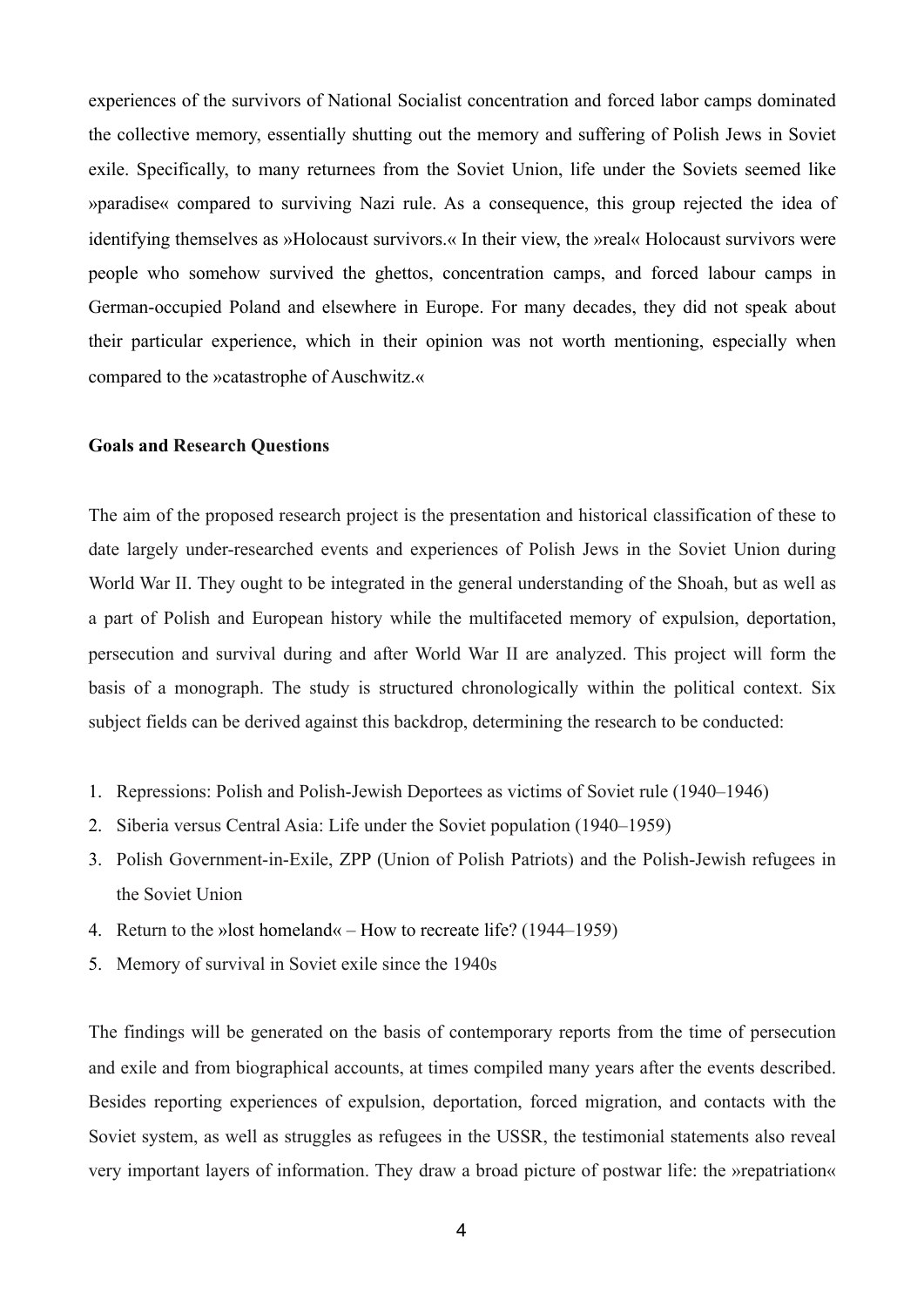experiences of the survivors of National Socialist concentration and forced labor camps dominated the collective memory, essentially shutting out the memory and suffering of Polish Jews in Soviet exile. Specifically, to many returnees from the Soviet Union, life under the Soviets seemed like »paradise« compared to surviving Nazi rule. As a consequence, this group rejected the idea of identifying themselves as »Holocaust survivors.« In their view, the »real« Holocaust survivors were people who somehow survived the ghettos, concentration camps, and forced labour camps in German-occupied Poland and elsewhere in Europe. For many decades, they did not speak about their particular experience, which in their opinion was not worth mentioning, especially when compared to the »catastrophe of Auschwitz.«

**Goals and Research Questions**

The aim of the proposed research project is the presentation and historical classification of these to date largely under-researched events and experiences of Polish Jews in the Soviet Union during World War II. They ought to be integrated in the general understanding of the Shoah, but as well as a part of Polish and European history while the multifaceted memory of expulsion, deportation, persecution and survival during and after World War II are analyzed. This project will form the basis of a monograph. The study is structured chronologically within the political context. Six subject fields can be derived against this backdrop, determining the research to be conducted:

1. Repressions: Polish and Polish-Jewish Deportees as victims of Soviet rule (1940–1946)
2. Siberia versus Central Asia: Life under the Soviet population (1940–1959)
3. Polish Government-in-Exile, ZPP (Union of Polish Patriots) and the Polish-Jewish refugees in the Soviet Union
4. Return to the »lost homeland« – How to recreate life? (1944–1959)
5. Memory of survival in Soviet exile since the 1940s

The findings will be generated on the basis of contemporary reports from the time of persecution and exile and from biographical accounts, at times compiled many years after the events described. Besides reporting experiences of expulsion, deportation, forced migration, and contacts with the Soviet system, as well as struggles as refugees in the USSR, the testimonial statements also reveal very important layers of information. They draw a broad picture of postwar life: the »repatriation«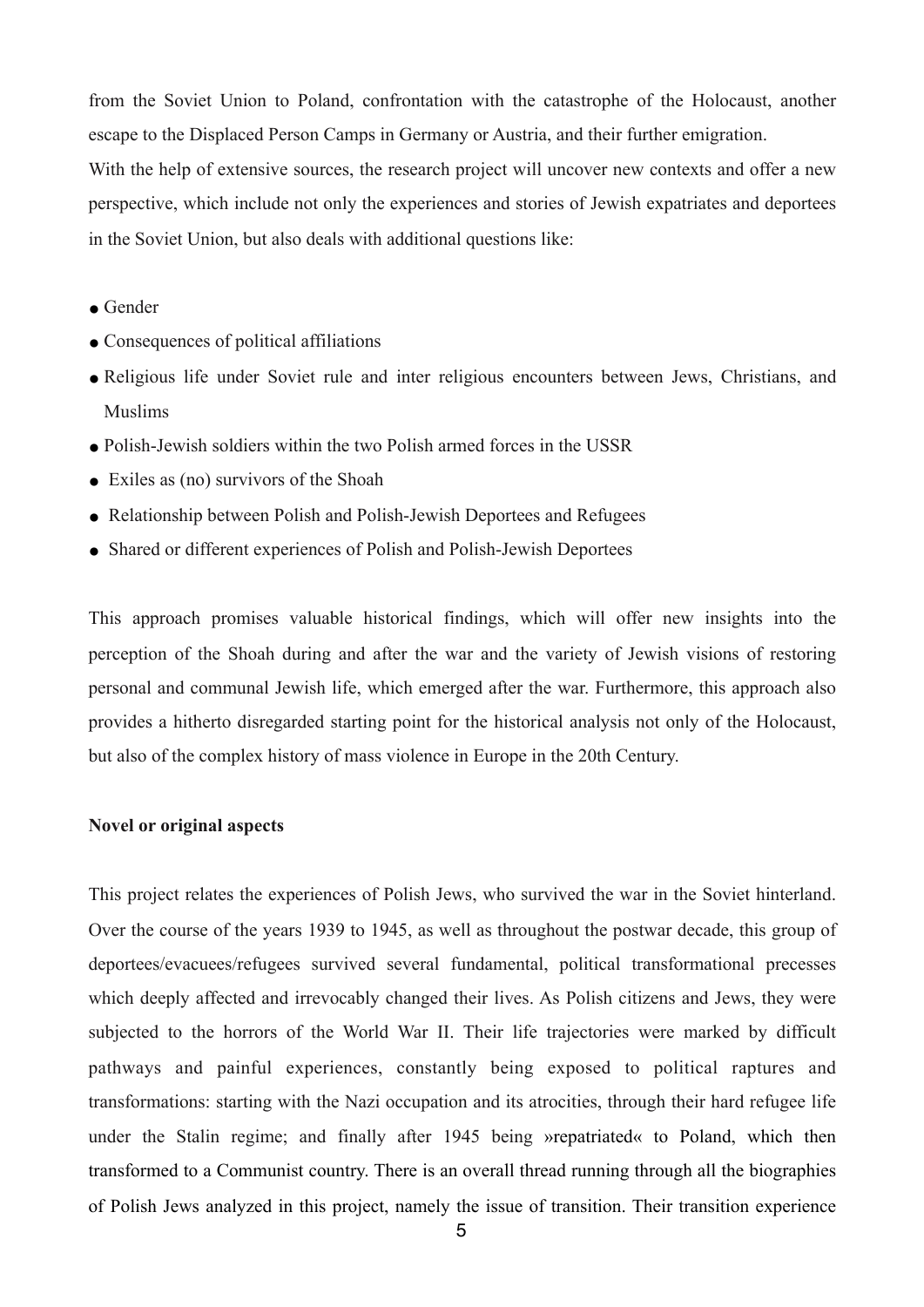from the Soviet Union to Poland, confrontation with the catastrophe of the Holocaust, another escape to the Displaced Person Camps in Germany or Austria, and their further emigration.

With the help of extensive sources, the research project will uncover new contexts and offer a new perspective, which include not only the experiences and stories of Jewish expatriates and deportees in the Soviet Union, but also deals with additional questions like:

- Gender
- Consequences of political affiliations
- Religious life under Soviet rule and inter religious encounters between Jews, Christians, and Muslims
- Polish-Jewish soldiers within the two Polish armed forces in the USSR
- Exiles as (no) survivors of the Shoah
- Relationship between Polish and Polish-Jewish Deportees and Refugees
- Shared or different experiences of Polish and Polish-Jewish Deportees

This approach promises valuable historical findings, which will offer new insights into the perception of the Shoah during and after the war and the variety of Jewish visions of restoring personal and communal Jewish life, which emerged after the war. Furthermore, this approach also provides a hitherto disregarded starting point for the historical analysis not only of the Holocaust, but also of the complex history of mass violence in Europe in the 20th Century.

**Novel or original aspects**

This project relates the experiences of Polish Jews, who survived the war in the Soviet hinterland. Over the course of the years 1939 to 1945, as well as throughout the postwar decade, this group of deportees/evacuees/refugees survived several fundamental, political transformational precesses which deeply affected and irrevocably changed their lives. As Polish citizens and Jews, they were subjected to the horrors of the World War II. Their life trajectories were marked by difficult pathways and painful experiences, constantly being exposed to political raptures and transformations: starting with the Nazi occupation and its atrocities, through their hard refugee life under the Stalin regime; and finally after 1945 being »repatriated« to Poland, which then transformed to a Communist country. There is an overall thread running through all the biographies of Polish Jews analyzed in this project, namely the issue of transition. Their transition experience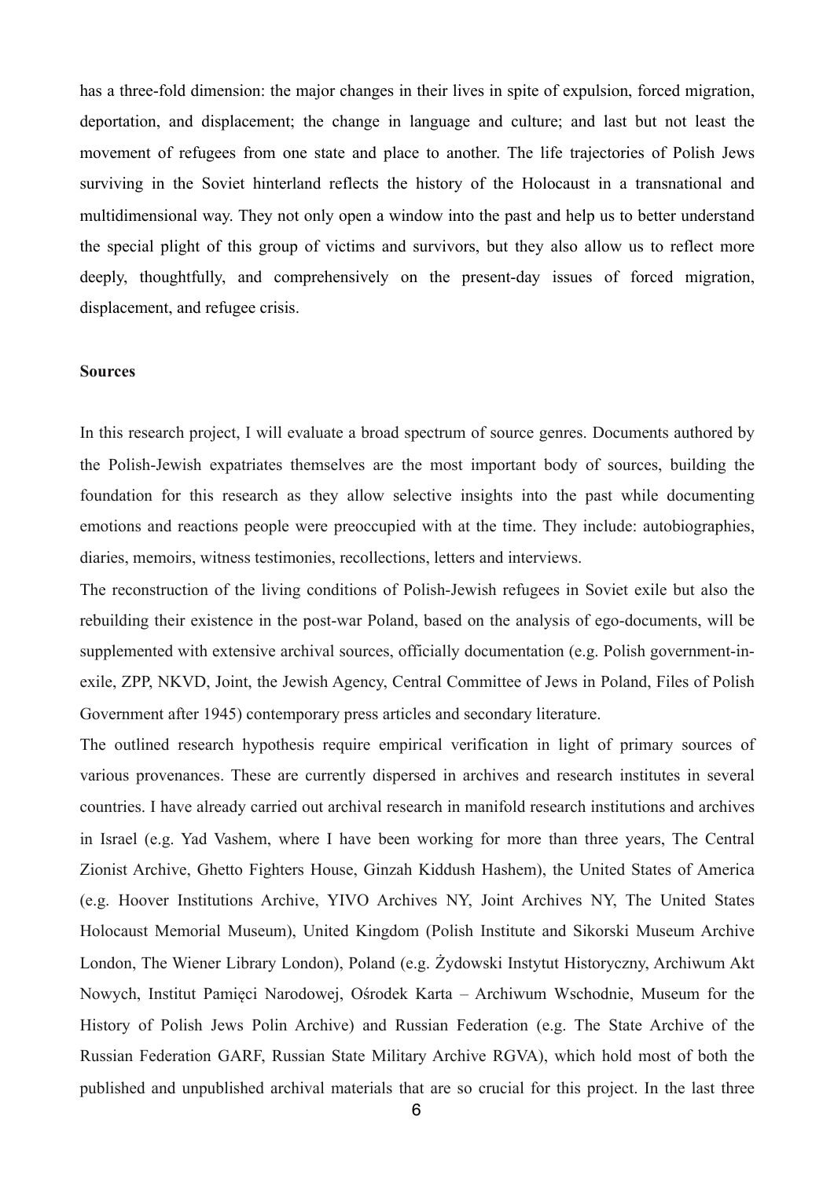has a three-fold dimension: the major changes in their lives in spite of expulsion, forced migration, deportation, and displacement; the change in language and culture; and last but not least the movement of refugees from one state and place to another. The life trajectories of Polish Jews surviving in the Soviet hinterland reflects the history of the Holocaust in a transnational and multidimensional way. They not only open a window into the past and help us to better understand the special plight of this group of victims and survivors, but they also allow us to reflect more deeply, thoughtfully, and comprehensively on the present-day issues of forced migration, displacement, and refugee crisis.

**Sources**

In this research project, I will evaluate a broad spectrum of source genres. Documents authored by the Polish-Jewish expatriates themselves are the most important body of sources, building the foundation for this research as they allow selective insights into the past while documenting emotions and reactions people were preoccupied with at the time. They include: autobiographies, diaries, memoirs, witness testimonies, recollections, letters and interviews.

The reconstruction of the living conditions of Polish-Jewish refugees in Soviet exile but also the rebuilding their existence in the post-war Poland, based on the analysis of ego-documents, will be supplemented with extensive archival sources, officially documentation (e.g. Polish government-in-exile, ZPP, NKVD, Joint, the Jewish Agency, Central Committee of Jews in Poland, Files of Polish Government after 1945) contemporary press articles and secondary literature.

The outlined research hypothesis require empirical verification in light of primary sources of various provenances. These are currently dispersed in archives and research institutes in several countries. I have already carried out archival research in manifold research institutions and archives in Israel (e.g. Yad Vashem, where I have been working for more than three years, The Central Zionist Archive, Ghetto Fighters House, Ginzah Kiddush Hashem), the United States of America (e.g. Hoover Institutions Archive, YIVO Archives NY, Joint Archives NY, The United States Holocaust Memorial Museum), United Kingdom (Polish Institute and Sikorski Museum Archive London, The Wiener Library London), Poland (e.g. Żydowski Instytut Historyczny, Archiwum Akt Nowych, Institut Pamięci Narodowej, Ośrodek Karta – Archiwum Wschodnie, Museum for the History of Polish Jews Polin Archive) and Russian Federation (e.g. The State Archive of the Russian Federation GARF, Russian State Military Archive RGVA), which hold most of both the published and unpublished archival materials that are so crucial for this project. In the last three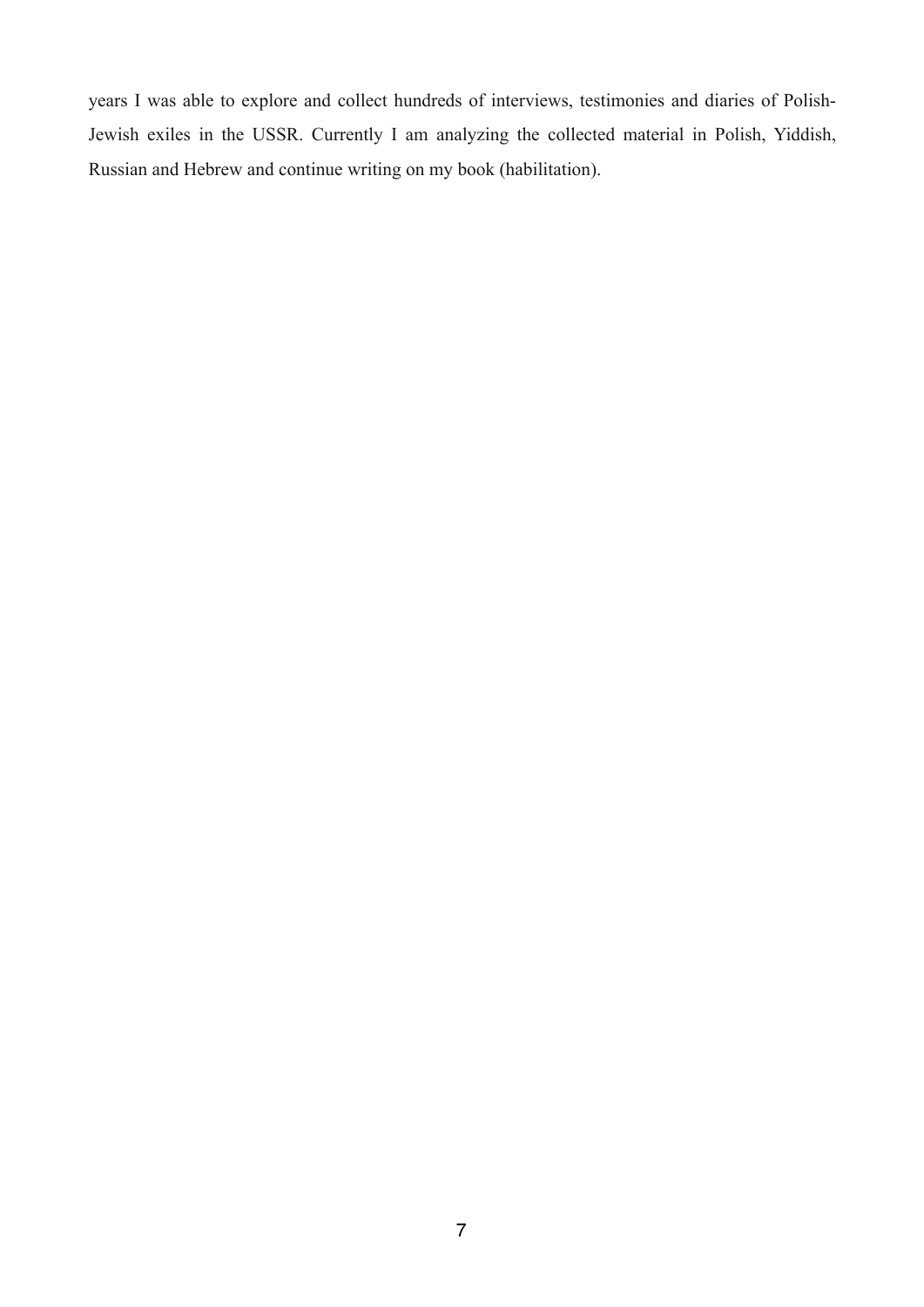years I was able to explore and collect hundreds of interviews, testimonies and diaries of Polish-Jewish exiles in the USSR. Currently I am analyzing the collected material in Polish, Yiddish, Russian and Hebrew and continue writing on my book (habilitation).